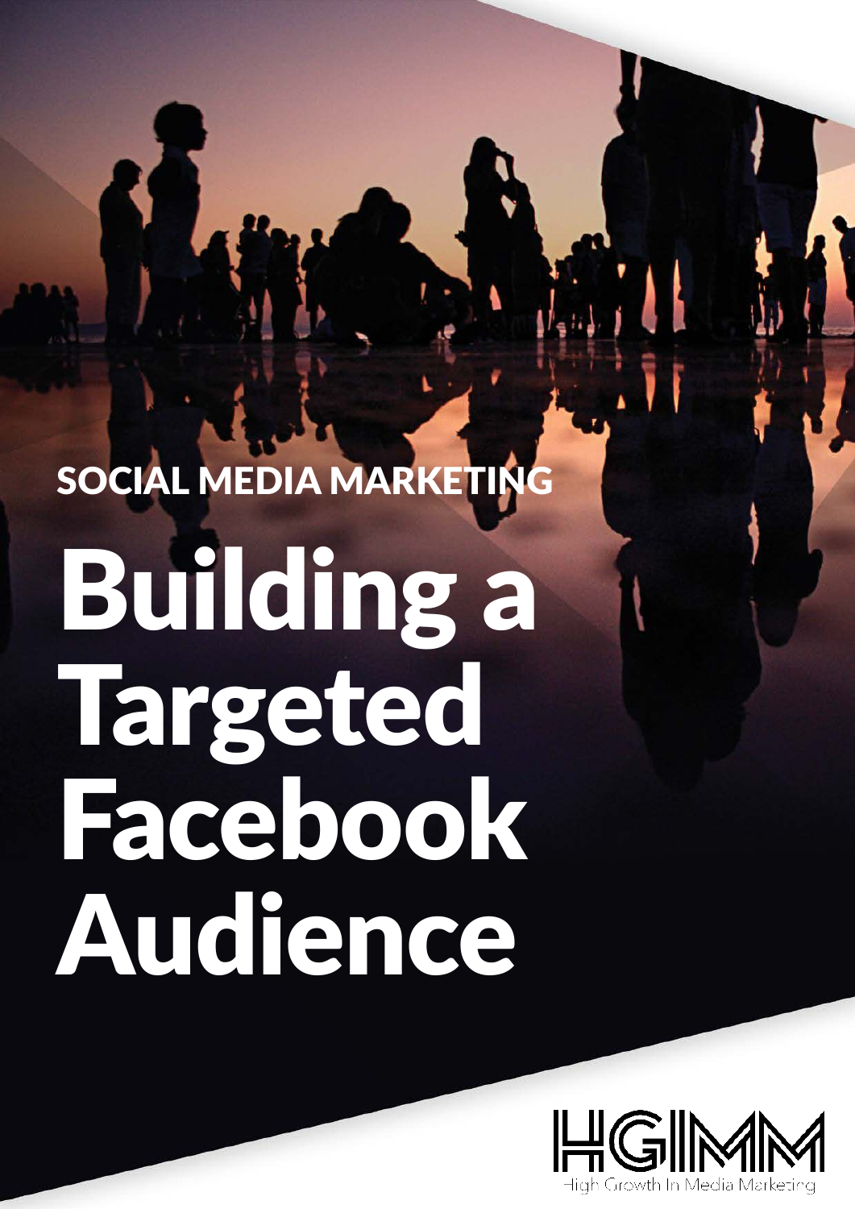SOCIAL MEDIA MARKETING

# Building a Targeted Facebook Audience

HGIMM

High Growth In Media Marketing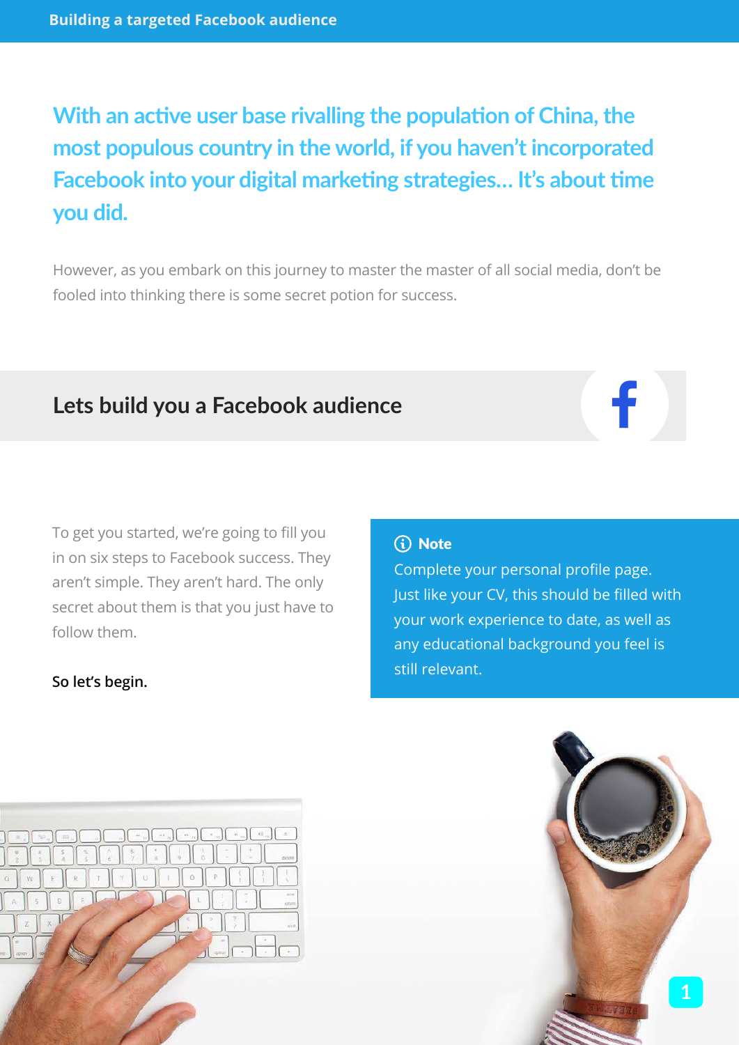**With an active user base rivalling the population of China, the most populous country in the world, if you haven't incorporated Facebook into your digital marketing strategies... It's about time you did.**

However, as you embark on this journey to master the master of all social media, don't be fooled into thinking there is some secret potion for success.

## Lets build you a Facebook audience

To get you started, we're going to fill you in on six steps to Facebook success. They aren't simple. They aren't hard. The only secret about them is that you just have to follow them.

**So let's begin.**

> **Note**
> Complete your personal profile page. Just like your CV, this should be filled with your work experience to date, as well as any educational background you feel is still relevant.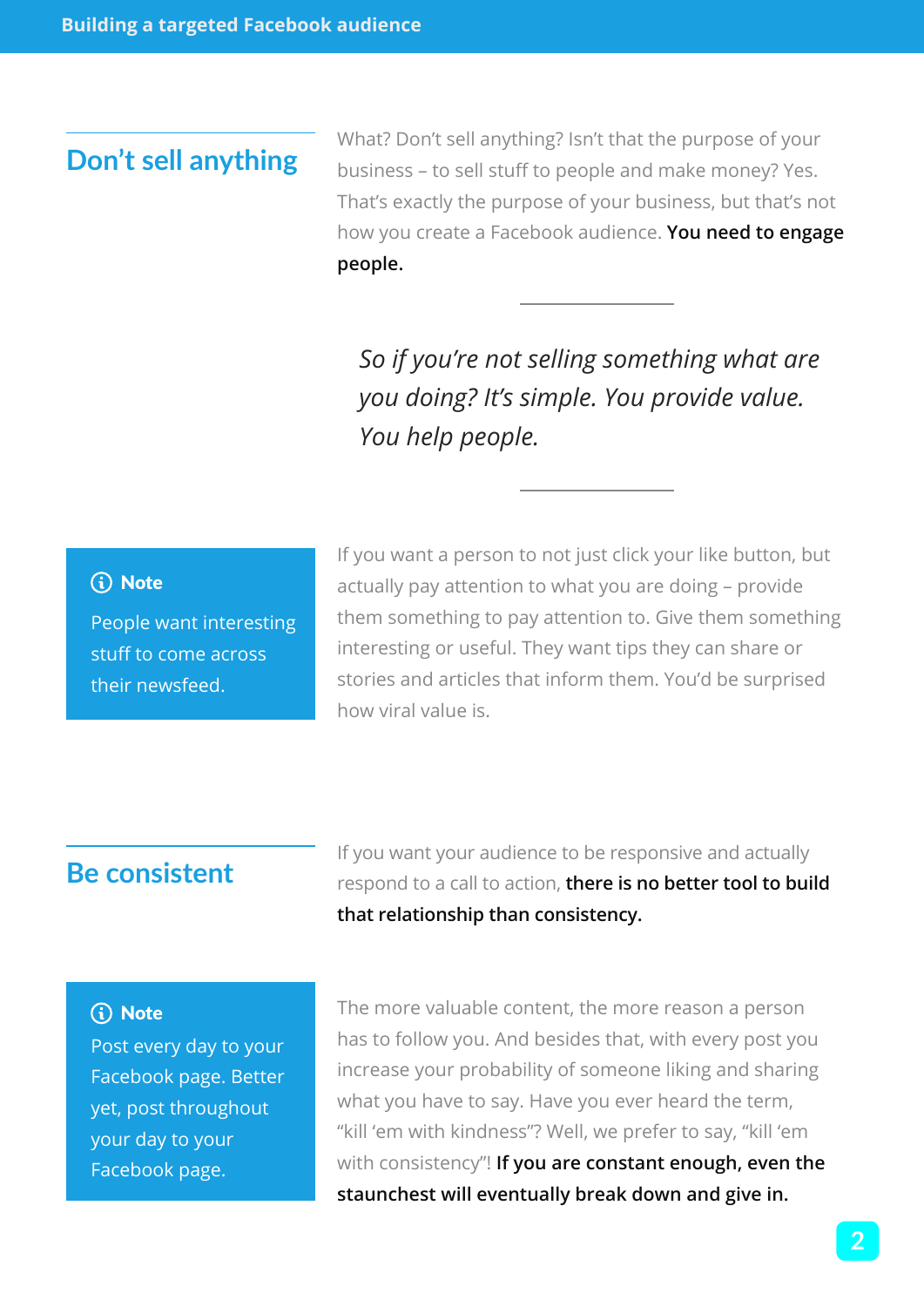## Don’t sell anything

What? Don’t sell anything? Isn’t that the purpose of your business – to sell stuff to people and make money? Yes. That’s exactly the purpose of your business, but that’s not how you create a Facebook audience. **You need to engage people.**

---

*So if you’re not selling something what are you doing? It’s simple. You provide value. You help people.*

---

> **Note**
>
> People want interesting stuff to come across their newsfeed.

If you want a person to not just click your like button, but actually pay attention to what you are doing – provide them something to pay attention to. Give them something interesting or useful. They want tips they can share or stories and articles that inform them. You’d be surprised how viral value is.

## Be consistent

If you want your audience to be responsive and actually respond to a call to action, **there is no better tool to build that relationship than consistency.**

> **Note**
>
> Post every day to your Facebook page. Better yet, post throughout your day to your Facebook page.

The more valuable content, the more reason a person has to follow you. And besides that, with every post you increase your probability of someone liking and sharing what you have to say. Have you ever heard the term, “kill ‘em with kindness”? Well, we prefer to say, “kill ‘em with consistency”! **If you are constant enough, even the staunchest will eventually break down and give in.**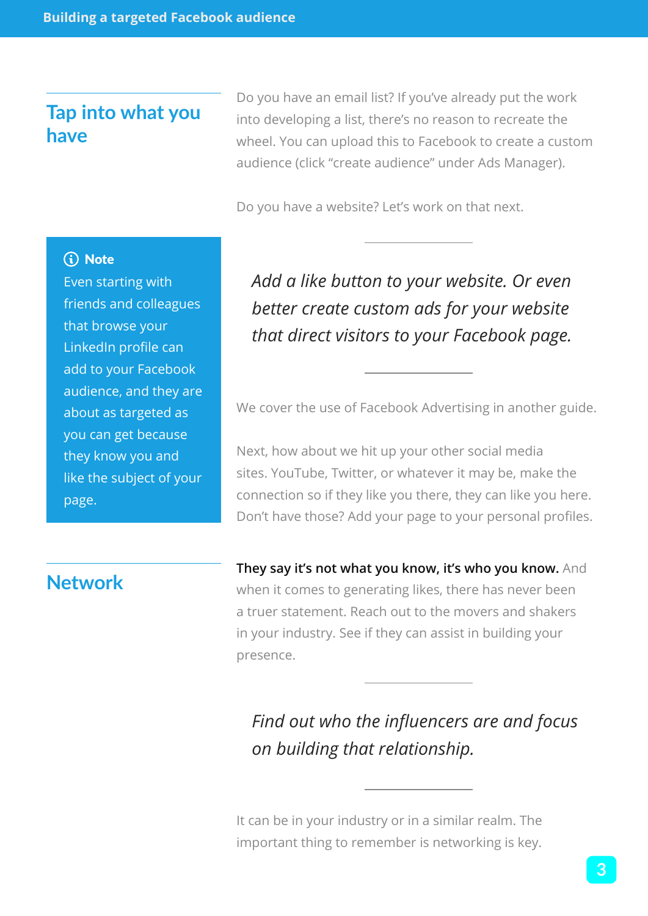## Tap into what you have

Do you have an email list? If you've already put the work into developing a list, there's no reason to recreate the wheel. You can upload this to Facebook to create a custom audience (click "create audience" under Ads Manager).

Do you have a website? Let's work on that next.

> ⓘ **Note**
> Even starting with friends and colleagues that browse your LinkedIn profile can add to your Facebook audience, and they are about as targeted as you can get because they know you and like the subject of your page.

*Add a like button to your website. Or even better create custom ads for your website that direct visitors to your Facebook page.*

We cover the use of Facebook Advertising in another guide.

Next, how about we hit up your other social media sites. YouTube, Twitter, or whatever it may be, make the connection so if they like you there, they can like you here. Don't have those? Add your page to your personal profiles.

## Network

**They say it's not what you know, it's who you know.** And when it comes to generating likes, there has never been a truer statement. Reach out to the movers and shakers in your industry. See if they can assist in building your presence.

*Find out who the influencers are and focus on building that relationship.*

It can be in your industry or in a similar realm. The important thing to remember is networking is key.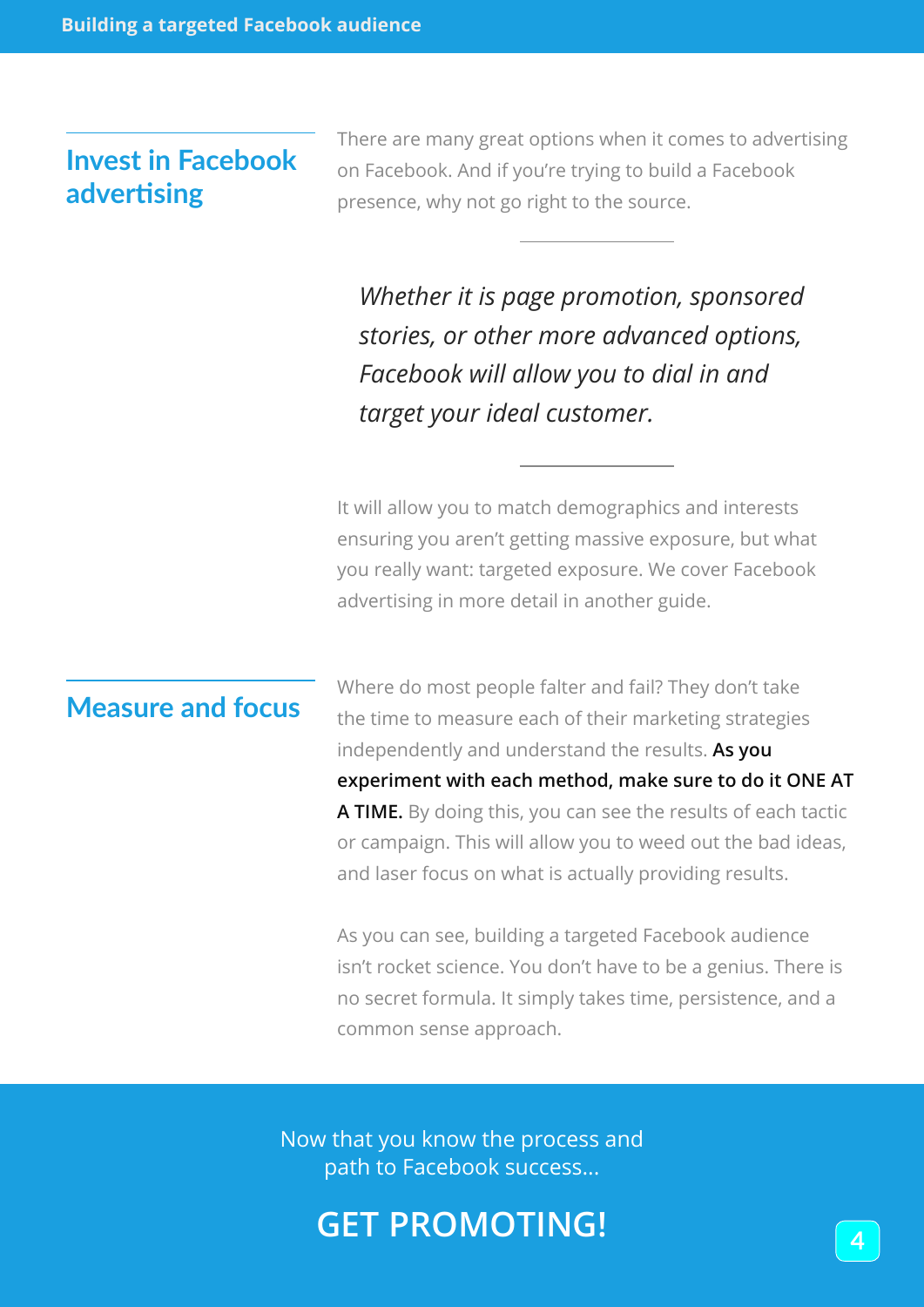## Invest in Facebook advertising

There are many great options when it comes to advertising on Facebook. And if you're trying to build a Facebook presence, why not go right to the source.

> *Whether it is page promotion, sponsored stories, or other more advanced options, Facebook will allow you to dial in and target your ideal customer.*

It will allow you to match demographics and interests ensuring you aren't getting massive exposure, but what you really want: targeted exposure. We cover Facebook advertising in more detail in another guide.

## Measure and focus

Where do most people falter and fail? They don't take the time to measure each of their marketing strategies independently and understand the results. **As you experiment with each method, make sure to do it ONE AT A TIME.** By doing this, you can see the results of each tactic or campaign. This will allow you to weed out the bad ideas, and laser focus on what is actually providing results.

As you can see, building a targeted Facebook audience isn't rocket science. You don't have to be a genius. There is no secret formula. It simply takes time, persistence, and a common sense approach.

Now that you know the process and path to Facebook success...

## GET PROMOTING!